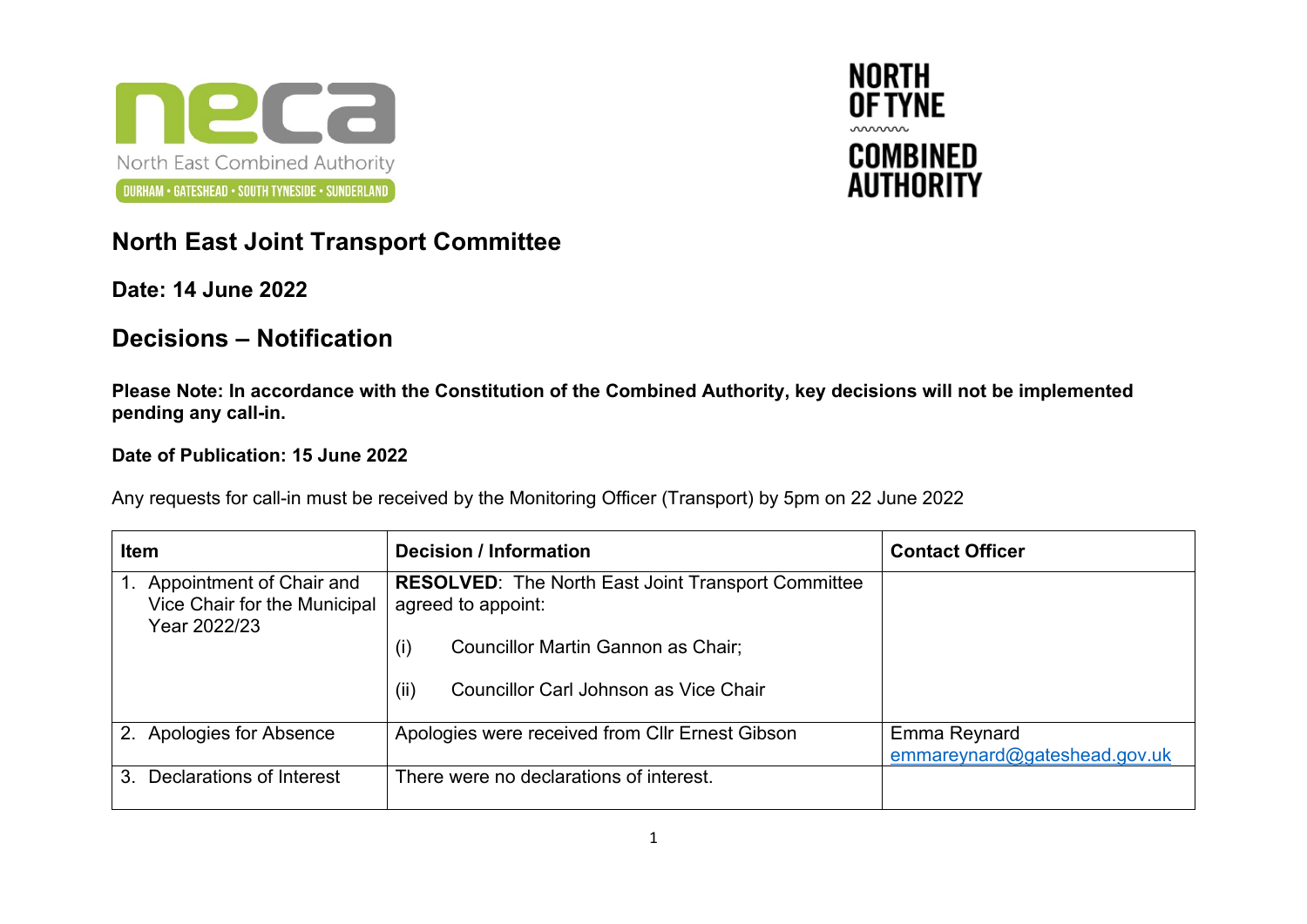# North East Joint Transport Committee

**Date: 14 June 2022**

## Decisions – Notification

**Please Note: In accordance with the Constitution of the Combined Authority, key decisions will not be implemented pending any call-in.**

**Date of Publication: 15 June 2022**

Any requests for call-in must be received by the Monitoring Officer (Transport) by 5pm on 22 June 2022

| Item | Decision / Information | Contact Officer |
|---|---|---|
| 1. Appointment of Chair and Vice Chair for the Municipal Year 2022/23 | **RESOLVED**: The North East Joint Transport Committee agreed to appoint:<br>(i) Councillor Martin Gannon as Chair;<br>(ii) Councillor Carl Johnson as Vice Chair | |
| 2. Apologies for Absence | Apologies were received from Cllr Ernest Gibson | Emma Reynard<br>emmareynard@gateshead.gov.uk |
| 3. Declarations of Interest | There were no declarations of interest. | |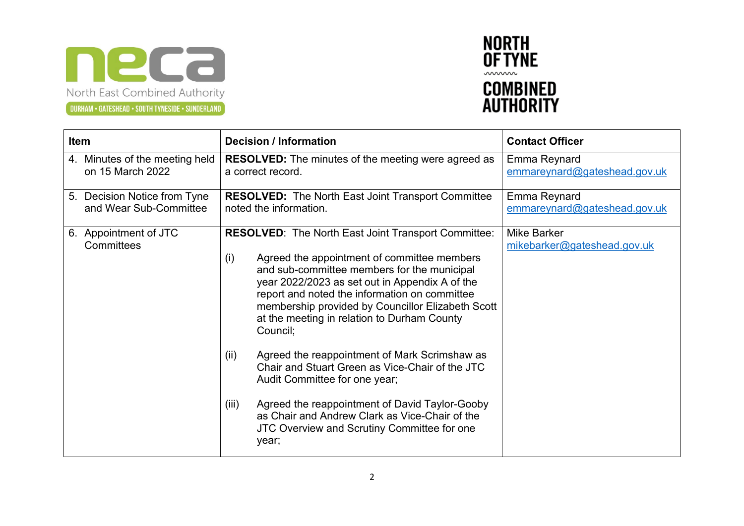| Item | Decision / Information | Contact Officer |
|---|---|---|
| 4. Minutes of the meeting held on 15 March 2022 | **RESOLVED:** The minutes of the meeting were agreed as a correct record. | Emma Reynard emmareynard@gateshead.gov.uk |
| 5. Decision Notice from Tyne and Wear Sub-Committee | **RESOLVED:** The North East Joint Transport Committee noted the information. | Emma Reynard emmareynard@gateshead.gov.uk |
| 6. Appointment of JTC Committees | **RESOLVED**: The North East Joint Transport Committee:<br><br>(i) Agreed the appointment of committee members and sub-committee members for the municipal year 2022/2023 as set out in Appendix A of the report and noted the information on committee membership provided by Councillor Elizabeth Scott at the meeting in relation to Durham County Council;<br><br>(ii) Agreed the reappointment of Mark Scrimshaw as Chair and Stuart Green as Vice-Chair of the JTC Audit Committee for one year;<br><br>(iii) Agreed the reappointment of David Taylor-Gooby as Chair and Andrew Clark as Vice-Chair of the JTC Overview and Scrutiny Committee for one year; | Mike Barker mikebarker@gateshead.gov.uk |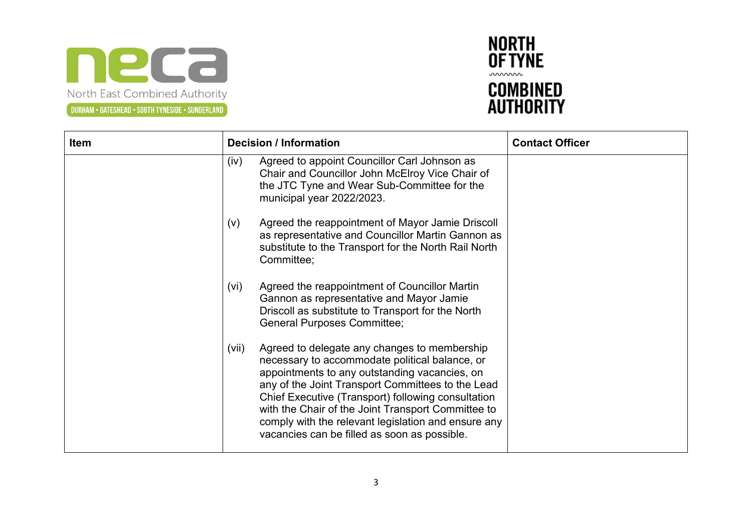| Item | Decision / Information | Contact Officer |
| --- | --- | --- |
| | (iv) Agreed to appoint Councillor Carl Johnson as Chair and Councillor John McElroy Vice Chair of the JTC Tyne and Wear Sub-Committee for the municipal year 2022/2023.<br><br>(v) Agreed the reappointment of Mayor Jamie Driscoll as representative and Councillor Martin Gannon as substitute to the Transport for the North Rail North Committee;<br><br>(vi) Agreed the reappointment of Councillor Martin Gannon as representative and Mayor Jamie Driscoll as substitute to Transport for the North General Purposes Committee;<br><br>(vii) Agreed to delegate any changes to membership necessary to accommodate political balance, or appointments to any outstanding vacancies, on any of the Joint Transport Committees to the Lead Chief Executive (Transport) following consultation with the Chair of the Joint Transport Committee to comply with the relevant legislation and ensure any vacancies can be filled as soon as possible. | |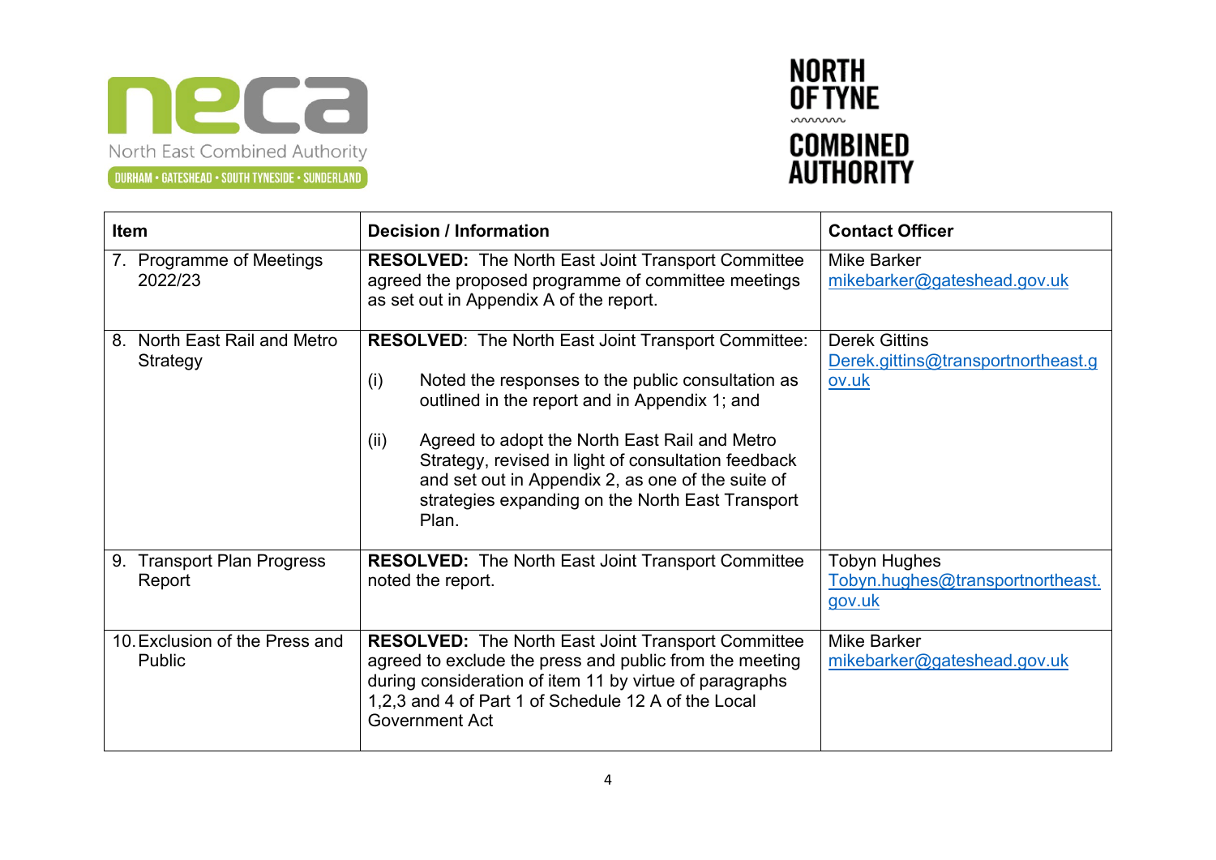| Item | Decision / Information | Contact Officer |
|---|---|---|
| 7. Programme of Meetings 2022/23 | **RESOLVED:** The North East Joint Transport Committee agreed the proposed programme of committee meetings as set out in Appendix A of the report. | Mike Barker mikebarker@gateshead.gov.uk |
| 8. North East Rail and Metro Strategy | **RESOLVED**: The North East Joint Transport Committee: (i) Noted the responses to the public consultation as outlined in the report and in Appendix 1; and (ii) Agreed to adopt the North East Rail and Metro Strategy, revised in light of consultation feedback and set out in Appendix 2, as one of the suite of strategies expanding on the North East Transport Plan. | Derek Gittins Derek.gittins@transportnortheast.gov.uk |
| 9. Transport Plan Progress Report | **RESOLVED:** The North East Joint Transport Committee noted the report. | Tobyn Hughes Tobyn.hughes@transportnortheast.gov.uk |
| 10. Exclusion of the Press and Public | **RESOLVED:** The North East Joint Transport Committee agreed to exclude the press and public from the meeting during consideration of item 11 by virtue of paragraphs 1,2,3 and 4 of Part 1 of Schedule 12 A of the Local Government Act | Mike Barker mikebarker@gateshead.gov.uk |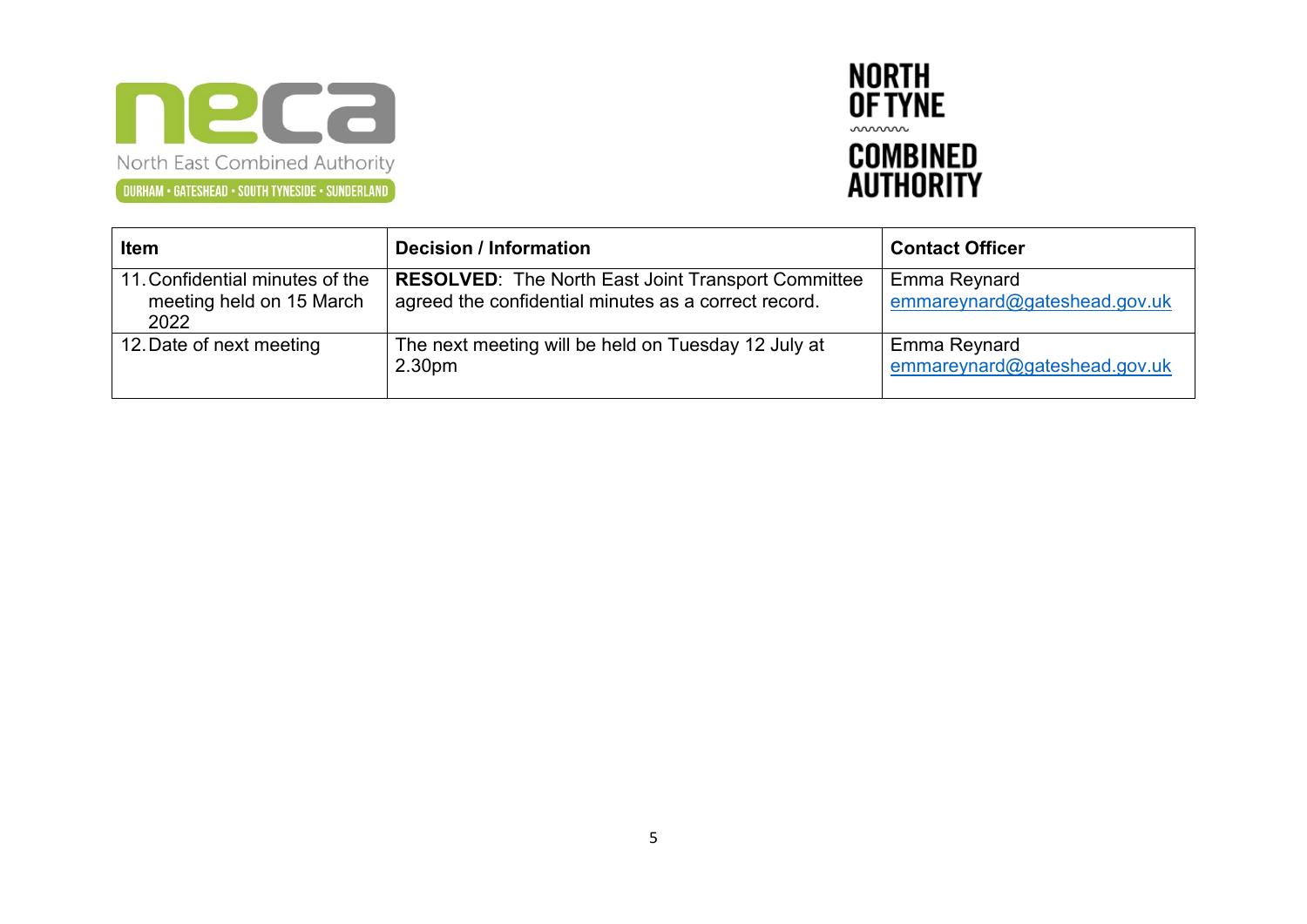| Item | Decision / Information | Contact Officer |
|---|---|---|
| 11. Confidential minutes of the meeting held on 15 March 2022 | **RESOLVED**: The North East Joint Transport Committee agreed the confidential minutes as a correct record. | Emma Reynard emmareynard@gateshead.gov.uk |
| 12. Date of next meeting | The next meeting will be held on Tuesday 12 July at 2.30pm | Emma Reynard emmareynard@gateshead.gov.uk |